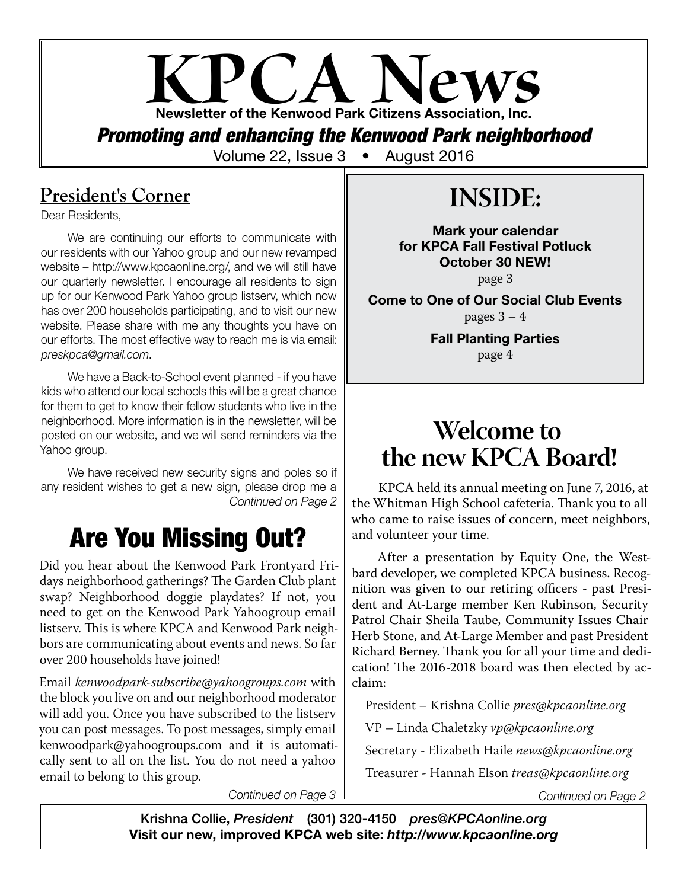# KPCA News

**Newsletter of the Kenwood Park Citizens Association, Inc.**

***Promoting and enhancing the Kenwood Park neighborhood***

Volume 22, Issue 3 • August 2016

## INSIDE:

**Mark your calendar for KPCA Fall Festival Potluck October 30 NEW!**
page 3

**Come to One of Our Social Club Events**
pages 3 – 4

**Fall Planting Parties**
page 4

## President's Corner

Dear Residents,

We are continuing our efforts to communicate with our residents with our Yahoo group and our new revamped website – http://www.kpcaonline.org/, and we will still have our quarterly newsletter. I encourage all residents to sign up for our Kenwood Park Yahoo group listserv, which now has over 200 households participating, and to visit our new website. Please share with me any thoughts you have on our efforts. The most effective way to reach me is via email: *preskpca@gmail.com*.

We have a Back-to-School event planned - if you have kids who attend our local schools this will be a great chance for them to get to know their fellow students who live in the neighborhood. More information is in the newsletter, will be posted on our website, and we will send reminders via the Yahoo group.

We have received new security signs and poles so if any resident wishes to get a new sign, please drop me a

*Continued on Page 2*

## Are You Missing Out?

Did you hear about the Kenwood Park Frontyard Fridays neighborhood gatherings? The Garden Club plant swap? Neighborhood doggie playdates? If not, you need to get on the Kenwood Park Yahoogroup email listserv. This is where KPCA and Kenwood Park neighbors are communicating about events and news. So far over 200 households have joined!

Email *kenwoodpark-subscribe@yahoogroups.com* with the block you live on and our neighborhood moderator will add you. Once you have subscribed to the listserv you can post messages. To post messages, simply email kenwoodpark@yahoogroups.com and it is automatically sent to all on the list. You do not need a yahoo email to belong to this group.

*Continued on Page 3*

## Welcome to the new KPCA Board!

KPCA held its annual meeting on June 7, 2016, at the Whitman High School cafeteria. Thank you to all who came to raise issues of concern, meet neighbors, and volunteer your time.

After a presentation by Equity One, the Westbard developer, we completed KPCA business. Recognition was given to our retiring officers - past President and At-Large member Ken Rubinson, Security Patrol Chair Sheila Taube, Community Issues Chair Herb Stone, and At-Large Member and past President Richard Berney. Thank you for all your time and dedication! The 2016-2018 board was then elected by acclaim:

President – Krishna Collie *pres@kpcaonline.org*

VP – Linda Chaletzky *vp@kpcaonline.org*

Secretary - Elizabeth Haile *news@kpcaonline.org*

Treasurer - Hannah Elson *treas@kpcaonline.org*

*Continued on Page 2*

**Krishna Collie, *President*   (301) 320-4150   *pres@KPCAonline.org***
**Visit our new, improved KPCA web site: *http://www.kpcaonline.org***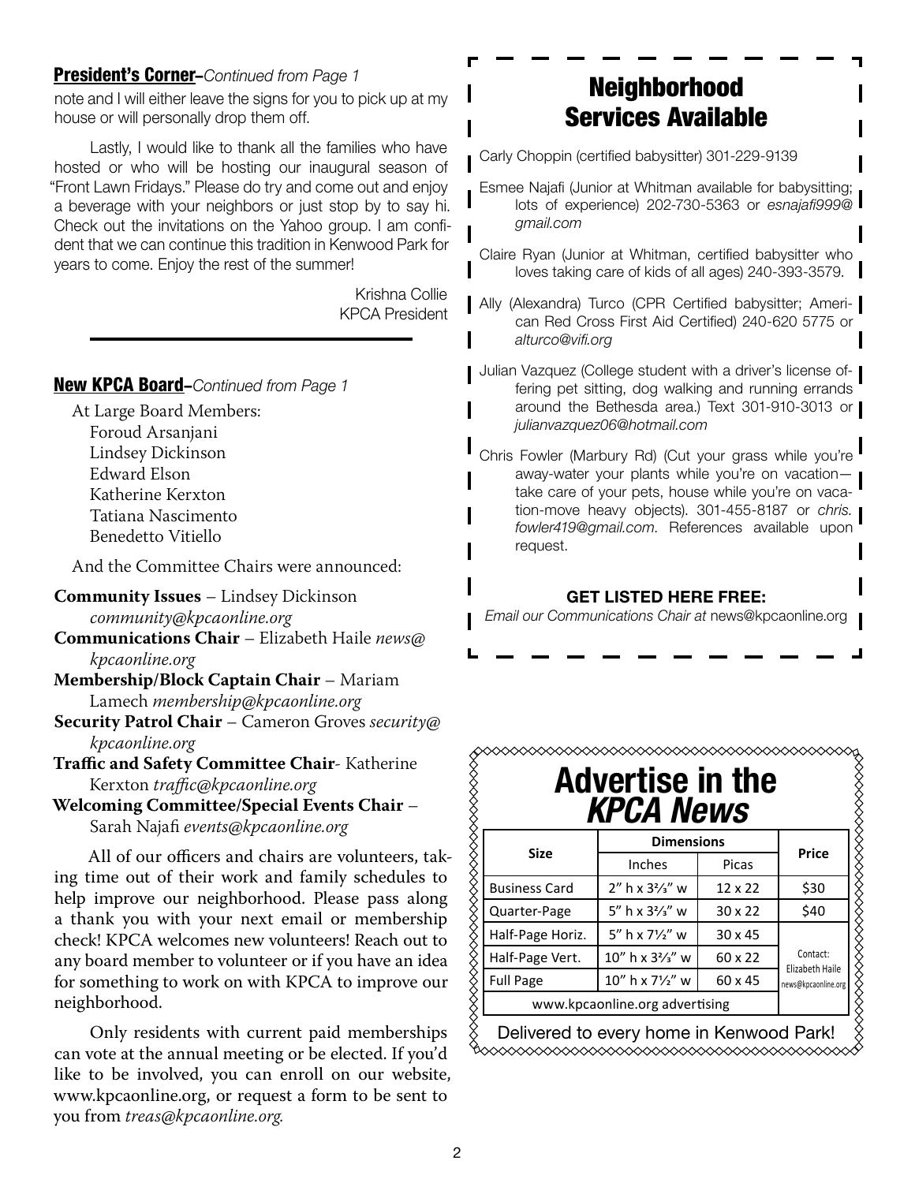## President's Corner–*Continued from Page 1*

note and I will either leave the signs for you to pick up at my house or will personally drop them off.

Lastly, I would like to thank all the families who have hosted or who will be hosting our inaugural season of "Front Lawn Fridays." Please do try and come out and enjoy a beverage with your neighbors or just stop by to say hi. Check out the invitations on the Yahoo group. I am confident that we can continue this tradition in Kenwood Park for years to come. Enjoy the rest of the summer!

Krishna Collie
KPCA President

## New KPCA Board–*Continued from Page 1*

At Large Board Members:

- Foroud Arsanjani
- Lindsey Dickinson
- Edward Elson
- Katherine Kerxton
- Tatiana Nascimento
- Benedetto Vitiello

And the Committee Chairs were announced:

**Community Issues** – Lindsey Dickinson *community@kpcaonline.org*

**Communications Chair** – Elizabeth Haile *news@kpcaonline.org*

**Membership/Block Captain Chair** – Mariam Lamech *membership@kpcaonline.org*

**Security Patrol Chair** – Cameron Groves *security@kpcaonline.org*

**Traffic and Safety Committee Chair**- Katherine Kerxton *traffic@kpcaonline.org*

**Welcoming Committee/Special Events Chair** – Sarah Najafi *events@kpcaonline.org*

All of our officers and chairs are volunteers, taking time out of their work and family schedules to help improve our neighborhood. Please pass along a thank you with your next email or membership check! KPCA welcomes new volunteers! Reach out to any board member to volunteer or if you have an idea for something to work on with KPCA to improve our neighborhood.

Only residents with current paid memberships can vote at the annual meeting or be elected. If you'd like to be involved, you can enroll on our website, www.kpcaonline.org, or request a form to be sent to you from *treas@kpcaonline.org.*

## Neighborhood Services Available

Carly Choppin (certified babysitter) 301-229-9139

Esmee Najafi (Junior at Whitman available for babysitting; lots of experience) 202-730-5363 or *esnajafi999@gmail.com*

Claire Ryan (Junior at Whitman, certified babysitter who loves taking care of kids of all ages) 240-393-3579.

Ally (Alexandra) Turco (CPR Certified babysitter; American Red Cross First Aid Certified) 240-620 5775 or *alturco@vifi.org*

Julian Vazquez (College student with a driver's license offering pet sitting, dog walking and running errands around the Bethesda area.) Text 301-910-3013 or *julianvazquez06@hotmail.com*

Chris Fowler (Marbury Rd) (Cut your grass while you're away-water your plants while you're on vacation—take care of your pets, house while you're on vacation-move heavy objects). 301-455-8187 or *chris.fowler419@gmail.com*. References available upon request.

**GET LISTED HERE FREE:**
*Email our Communications Chair at* news@kpcaonline.org

## Advertise in the *KPCA News*

| Size | Dimensions | | Price |
|---|---|---|---|
| | Inches | Picas | |
| Business Card | 2" h x 3⅔" w | 12 x 22 | $30 |
| Quarter-Page | 5" h x 3⅔" w | 30 x 22 | $40 |
| Half-Page Horiz. | 5" h x 7½" w | 30 x 45 | Contact: Elizabeth Haile news@kpcaonline.org |
| Half-Page Vert. | 10" h x 3⅔" w | 60 x 22 | |
| Full Page | 10" h x 7½" w | 60 x 45 | |
| www.kpcaonline.org advertising | | | |

Delivered to every home in Kenwood Park!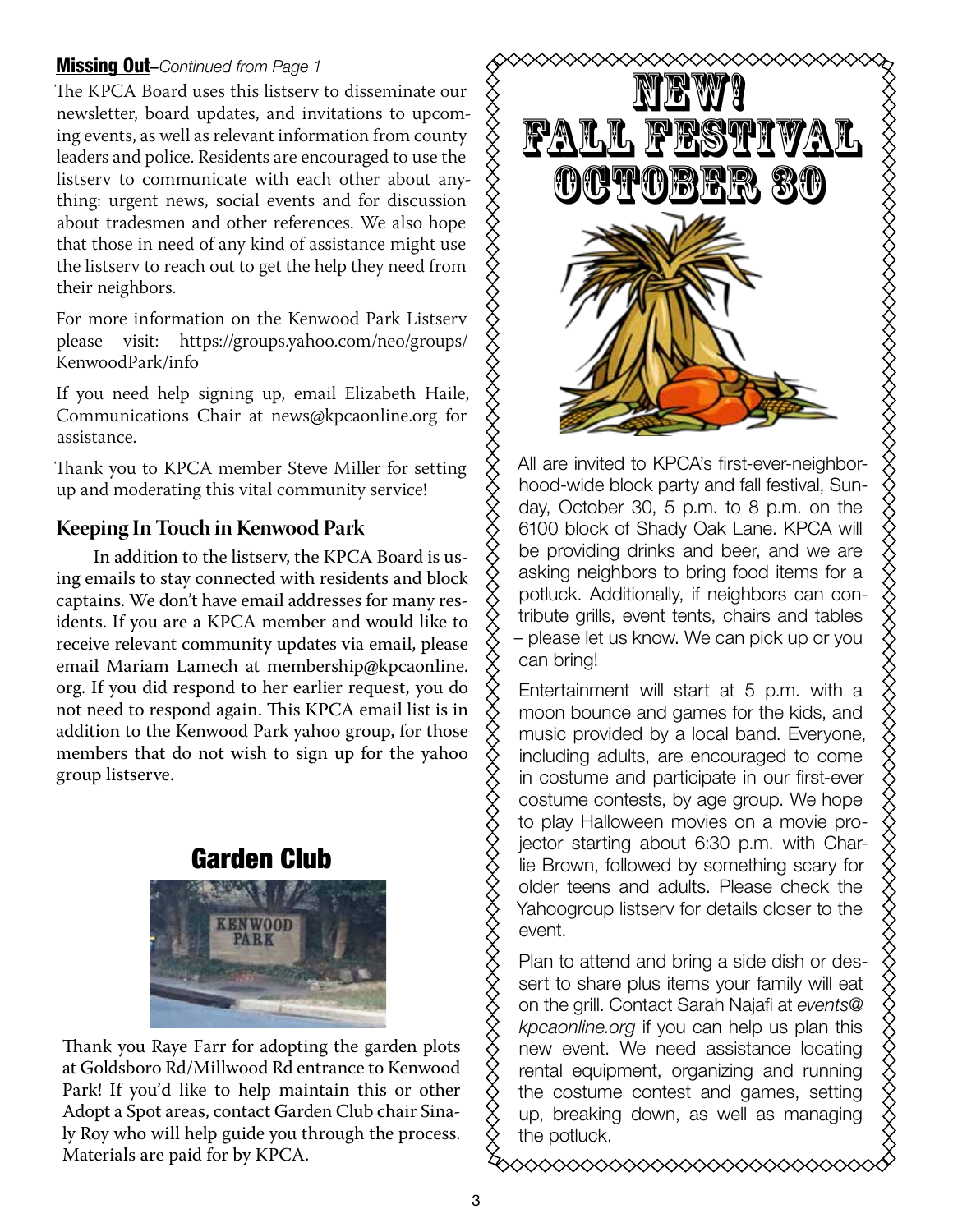**Missing Out**–*Continued from Page 1*

The KPCA Board uses this listserv to disseminate our newsletter, board updates, and invitations to upcoming events, as well as relevant information from county leaders and police. Residents are encouraged to use the listserv to communicate with each other about anything: urgent news, social events and for discussion about tradesmen and other references. We also hope that those in need of any kind of assistance might use the listserv to reach out to get the help they need from their neighbors.

For more information on the Kenwood Park Listserv please visit: https://groups.yahoo.com/neo/groups/KenwoodPark/info

If you need help signing up, email Elizabeth Haile, Communications Chair at news@kpcaonline.org for assistance.

Thank you to KPCA member Steve Miller for setting up and moderating this vital community service!

## Keeping In Touch in Kenwood Park

In addition to the listserv, the KPCA Board is using emails to stay connected with residents and block captains. We don't have email addresses for many residents. If you are a KPCA member and would like to receive relevant community updates via email, please email Mariam Lamech at membership@kpcaonline.org. If you did respond to her earlier request, you do not need to respond again. This KPCA email list is in addition to the Kenwood Park yahoo group, for those members that do not wish to sign up for the yahoo group listserve.

## Garden Club

Thank you Raye Farr for adopting the garden plots at Goldsboro Rd/Millwood Rd entrance to Kenwood Park! If you'd like to help maintain this or other Adopt a Spot areas, contact Garden Club chair Sinaly Roy who will help guide you through the process. Materials are paid for by KPCA.

## NEW! FALL FESTIVAL OCTOBER 30

All are invited to KPCA's first-ever-neighborhood-wide block party and fall festival, Sunday, October 30, 5 p.m. to 8 p.m. on the 6100 block of Shady Oak Lane. KPCA will be providing drinks and beer, and we are asking neighbors to bring food items for a potluck. Additionally, if neighbors can contribute grills, event tents, chairs and tables – please let us know. We can pick up or you can bring!

Entertainment will start at 5 p.m. with a moon bounce and games for the kids, and music provided by a local band. Everyone, including adults, are encouraged to come in costume and participate in our first-ever costume contests, by age group. We hope to play Halloween movies on a movie projector starting about 6:30 p.m. with Charlie Brown, followed by something scary for older teens and adults. Please check the Yahoogroup listserv for details closer to the event.

Plan to attend and bring a side dish or dessert to share plus items your family will eat on the grill. Contact Sarah Najafi at *events@kpcaonline.org* if you can help us plan this new event. We need assistance locating rental equipment, organizing and running the costume contest and games, setting up, breaking down, as well as managing the potluck.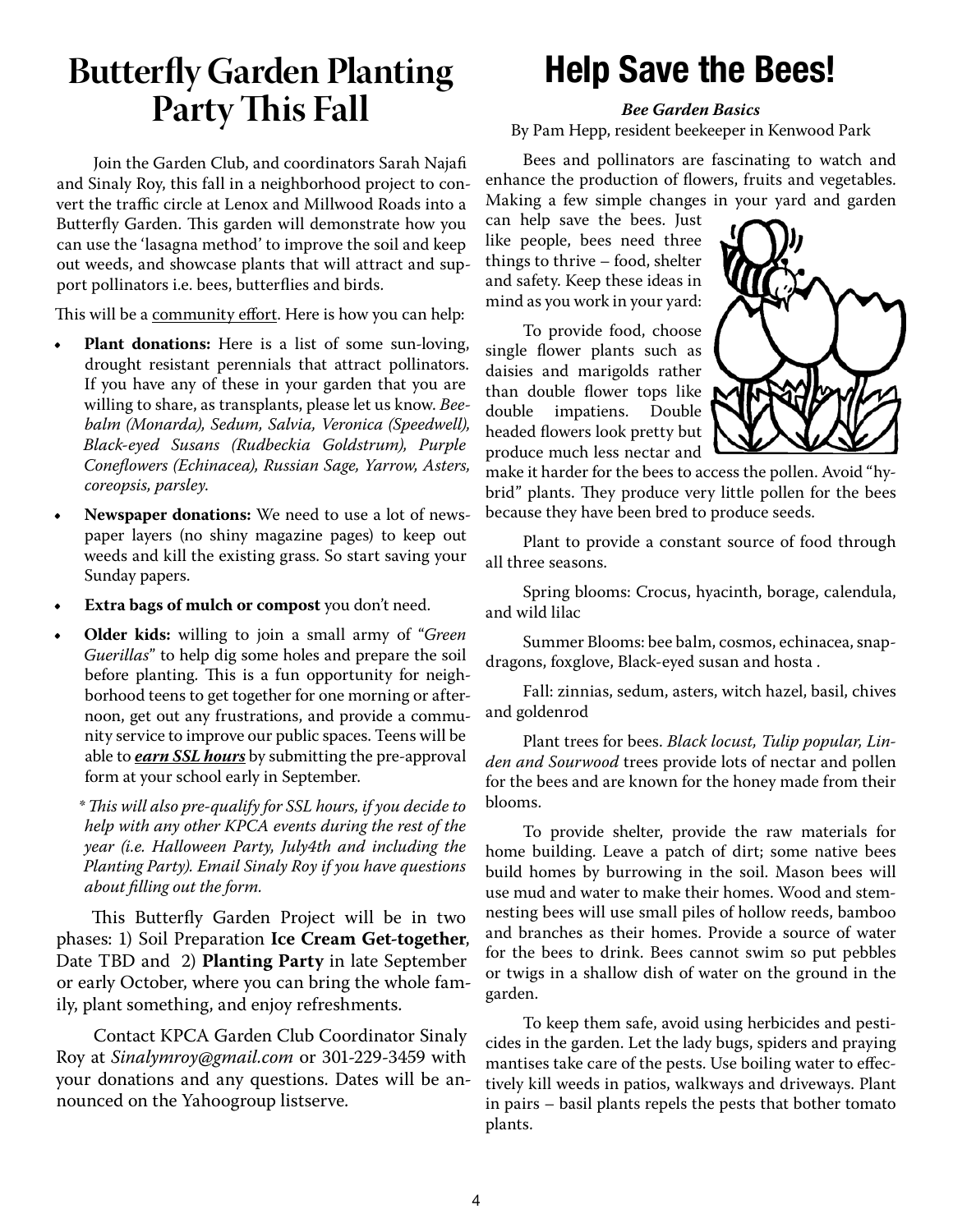# Butterfly Garden Planting Party This Fall

Join the Garden Club, and coordinators Sarah Najafi and Sinaly Roy, this fall in a neighborhood project to convert the traffic circle at Lenox and Millwood Roads into a Butterfly Garden. This garden will demonstrate how you can use the 'lasagna method' to improve the soil and keep out weeds, and showcase plants that will attract and support pollinators i.e. bees, butterflies and birds.

This will be a community effort. Here is how you can help:

- **Plant donations:** Here is a list of some sun-loving, drought resistant perennials that attract pollinators. If you have any of these in your garden that you are willing to share, as transplants, please let us know. *Beebalm (Monarda), Sedum, Salvia, Veronica (Speedwell), Black-eyed Susans (Rudbeckia Goldstrum), Purple Coneflowers (Echinacea), Russian Sage, Yarrow, Asters, coreopsis, parsley.*
- **Newspaper donations:** We need to use a lot of newspaper layers (no shiny magazine pages) to keep out weeds and kill the existing grass. So start saving your Sunday papers.
- **Extra bags of mulch or compost** you don't need.
- **Older kids:** willing to join a small army of "*Green Guerillas*" to help dig some holes and prepare the soil before planting. This is a fun opportunity for neighborhood teens to get together for one morning or afternoon, get out any frustrations, and provide a community service to improve our public spaces. Teens will be able to ***earn SSL hours*** by submitting the pre-approval form at your school early in September.

  *\* This will also pre-qualify for SSL hours, if you decide to help with any other KPCA events during the rest of the year (i.e. Halloween Party, July4th and including the Planting Party). Email Sinaly Roy if you have questions about filling out the form.*

This Butterfly Garden Project will be in two phases: 1) Soil Preparation **Ice Cream Get-together**, Date TBD and 2) **Planting Party** in late September or early October, where you can bring the whole family, plant something, and enjoy refreshments.

Contact KPCA Garden Club Coordinator Sinaly Roy at *Sinalymroy@gmail.com* or 301-229-3459 with your donations and any questions. Dates will be announced on the Yahoogroup listserve.

# Help Save the Bees!

***Bee Garden Basics***

By Pam Hepp, resident beekeeper in Kenwood Park

Bees and pollinators are fascinating to watch and enhance the production of flowers, fruits and vegetables. Making a few simple changes in your yard and garden can help save the bees. Just like people, bees need three things to thrive – food, shelter and safety. Keep these ideas in mind as you work in your yard:

To provide food, choose single flower plants such as daisies and marigolds rather than double flower tops like double impatiens. Double headed flowers look pretty but produce much less nectar and make it harder for the bees to access the pollen. Avoid "hybrid" plants. They produce very little pollen for the bees because they have been bred to produce seeds.

Plant to provide a constant source of food through all three seasons.

Spring blooms: Crocus, hyacinth, borage, calendula, and wild lilac

Summer Blooms: bee balm, cosmos, echinacea, snapdragons, foxglove, Black-eyed susan and hosta .

Fall: zinnias, sedum, asters, witch hazel, basil, chives and goldenrod

Plant trees for bees. *Black locust, Tulip popular, Linden and Sourwood* trees provide lots of nectar and pollen for the bees and are known for the honey made from their blooms.

To provide shelter, provide the raw materials for home building. Leave a patch of dirt; some native bees build homes by burrowing in the soil. Mason bees will use mud and water to make their homes. Wood and stem-nesting bees will use small piles of hollow reeds, bamboo and branches as their homes. Provide a source of water for the bees to drink. Bees cannot swim so put pebbles or twigs in a shallow dish of water on the ground in the garden.

To keep them safe, avoid using herbicides and pesticides in the garden. Let the lady bugs, spiders and praying mantises take care of the pests. Use boiling water to effectively kill weeds in patios, walkways and driveways. Plant in pairs – basil plants repels the pests that bother tomato plants.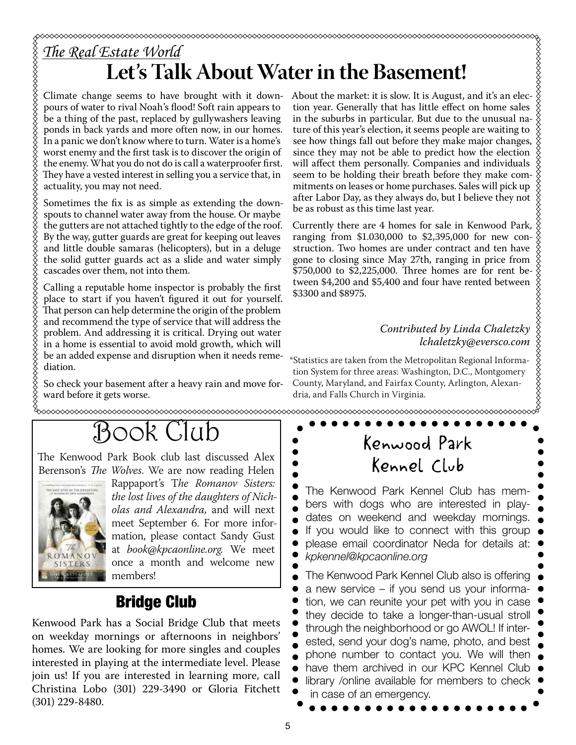*The Real Estate World*

# Let's Talk About Water in the Basement!

Climate change seems to have brought with it downpours of water to rival Noah's flood! Soft rain appears to be a thing of the past, replaced by gullywashers leaving ponds in back yards and more often now, in our homes. In a panic we don't know where to turn. Water is a home's worst enemy and the first task is to discover the origin of the enemy. What you do not do is call a waterproofer first. They have a vested interest in selling you a service that, in actuality, you may not need.

Sometimes the fix is as simple as extending the downspouts to channel water away from the house. Or maybe the gutters are not attached tightly to the edge of the roof. By the way, gutter guards are great for keeping out leaves and little double samaras (helicopters), but in a deluge the solid gutter guards act as a slide and water simply cascades over them, not into them.

Calling a reputable home inspector is probably the first place to start if you haven't figured it out for yourself. That person can help determine the origin of the problem and recommend the type of service that will address the problem. And addressing it is critical. Drying out water in a home is essential to avoid mold growth, which will be an added expense and disruption when it needs remediation.

So check your basement after a heavy rain and move forward before it gets worse.

About the market: it is slow. It is August, and it's an election year. Generally that has little effect on home sales in the suburbs in particular. But due to the unusual nature of this year's election, it seems people are waiting to see how things fall out before they make major changes, since they may not be able to predict how the election will affect them personally. Companies and individuals seem to be holding their breath before they make commitments on leases or home purchases. Sales will pick up after Labor Day, as they always do, but I believe they not be as robust as this time last year.

Currently there are 4 homes for sale in Kenwood Park, ranging from $1.030,000 to $2,395,000 for new construction. Two homes are under contract and ten have gone to closing since May 27th, ranging in price from $750,000 to $2,225,000. Three homes are for rent between $4,200 and $5,400 and four have rented between $3300 and $8975.

*Contributed by Linda Chaletzky*
*lchaletzky@eversco.com*

*Statistics are taken from the Metropolitan Regional Information System for three areas: Washington, D.C., Montgomery County, Maryland, and Fairfax County, Arlington, Alexandria, and Falls Church in Virginia.

# Book Club

The Kenwood Park Book club last discussed Alex Berenson's *The Wolves*. We are now reading Helen Rappaport's *The Romanov Sisters: the lost lives of the daughters of Nicholas and Alexandra,* and will next meet September 6. For more information, please contact Sandy Gust at *book@kpcaonline.org.* We meet once a month and welcome new members!

## Bridge Club

Kenwood Park has a Social Bridge Club that meets on weekday mornings or afternoons in neighbors' homes. We are looking for more singles and couples interested in playing at the intermediate level. Please join us! If you are interested in learning more, call Christina Lobo (301) 229-3490 or Gloria Fitchett (301) 229-8480.

## Kenwood Park Kennel Club

The Kenwood Park Kennel Club has members with dogs who are interested in playdates on weekend and weekday mornings. If you would like to connect with this group please email coordinator Neda for details at: *kpkennel@kpcaonline.org*

The Kenwood Park Kennel Club also is offering a new service – if you send us your information, we can reunite your pet with you in case they decide to take a longer-than-usual stroll through the neighborhood or go AWOL! If interested, send your dog's name, photo, and best phone number to contact you. We will then have them archived in our KPC Kennel Club library /online available for members to check in case of an emergency.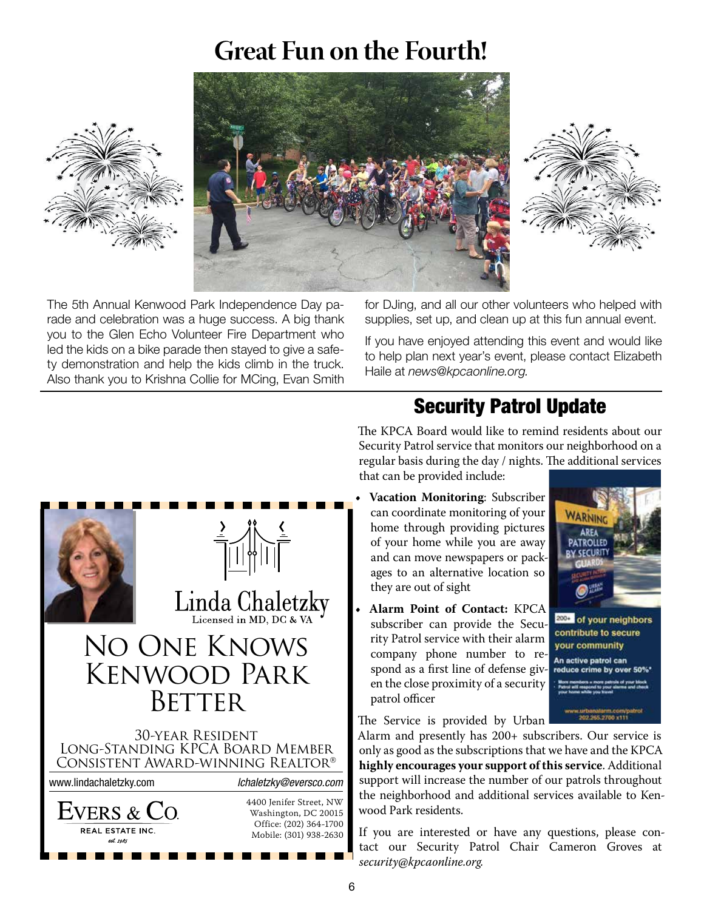# Great Fun on the Fourth!

The 5th Annual Kenwood Park Independence Day parade and celebration was a huge success. A big thank you to the Glen Echo Volunteer Fire Department who led the kids on a bike parade then stayed to give a safety demonstration and help the kids climb in the truck. Also thank you to Krishna Collie for MCing, Evan Smith for DJing, and all our other volunteers who helped with supplies, set up, and clean up at this fun annual event.

If you have enjoyed attending this event and would like to help plan next year's event, please contact Elizabeth Haile at *news@kpcaonline.org*.

## Security Patrol Update

The KPCA Board would like to remind residents about our Security Patrol service that monitors our neighborhood on a regular basis during the day / nights. The additional services that can be provided include:

- **Vacation Monitoring**: Subscriber can coordinate monitoring of your home through providing pictures of your home while you are away and can move newspapers or packages to an alternative location so they are out of sight
- **Alarm Point of Contact:** KPCA subscriber can provide the Security Patrol service with their alarm company phone number to respond as a first line of defense given the close proximity of a security patrol officer

The Service is provided by Urban Alarm and presently has 200+ subscribers. Our service is only as good as the subscriptions that we have and the KPCA **highly encourages your support of this service**. Additional support will increase the number of our patrols throughout the neighborhood and additional services available to Kenwood Park residents.

If you are interested or have any questions, please contact our Security Patrol Chair Cameron Groves at *security@kpcaonline.org.*

WARNING AREA PATROLLED BY SECURITY GUARDS

200+ of your neighbors contribute to secure your community

An active patrol can reduce crime by over 50%*

- More members = more patrols of your block
- Patrol will respond to your alarms and check your home while you travel

www.urbanalarm.com/patrol 202.265.2700 x111

---

Linda Chaletzky
Licensed in MD, DC & VA

# No One Knows Kenwood Park Better

30-Year Resident
Long-Standing KPCA Board Member
Consistent Award-Winning Realtor®

www.lindachaletzky.com | lchaletzky@eversco.com

Evers & Co. Real Estate Inc. est. 1985

4400 Jenifer Street, NW
Washington, DC 20015
Office: (202) 364-1700
Mobile: (301) 938-2630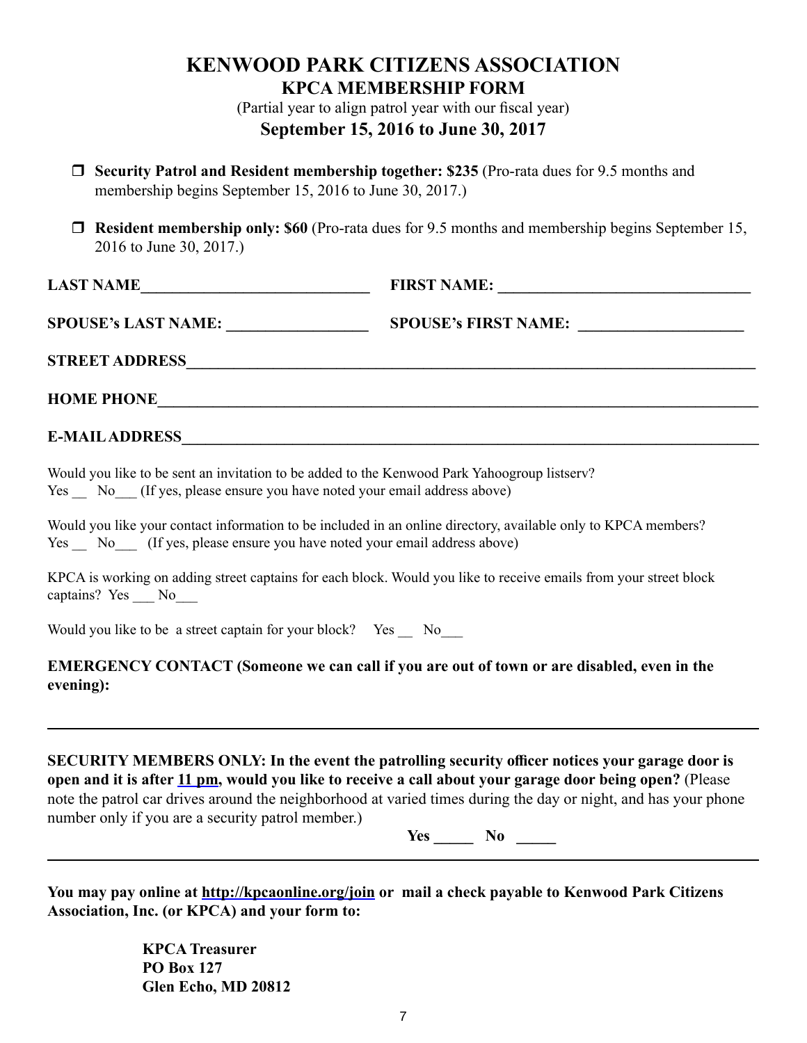# KENWOOD PARK CITIZENS ASSOCIATION

## KPCA MEMBERSHIP FORM

(Partial year to align patrol year with our fiscal year)

### September 15, 2016 to June 30, 2017

- ❒ **Security Patrol and Resident membership together: $235** (Pro-rata dues for 9.5 months and membership begins September 15, 2016 to June 30, 2017.)
- ❒ **Resident membership only: $60** (Pro-rata dues for 9.5 months and membership begins September 15, 2016 to June 30, 2017.)

**LAST NAME______________________________ FIRST NAME: _________________________________**

**SPOUSE's LAST NAME: __________________ SPOUSE's FIRST NAME: _____________________**

**STREET ADDRESS_____________________________________________________________________________**

**HOME PHONE________________________________________________________________________________**

**E-MAIL ADDRESS____________________________________________________________________________**

Would you like to be sent an invitation to be added to the Kenwood Park Yahoogroup listserv?
Yes __ No___ (If yes, please ensure you have noted your email address above)

Would you like your contact information to be included in an online directory, available only to KPCA members?
Yes __ No___ (If yes, please ensure you have noted your email address above)

KPCA is working on adding street captains for each block. Would you like to receive emails from your street block captains? Yes ___ No___

Would you like to be a street captain for your block? Yes __ No___

**EMERGENCY CONTACT (Someone we can call if you are out of town or are disabled, even in the evening):**

---

**SECURITY MEMBERS ONLY: In the event the patrolling security officer notices your garage door is open and it is after 11 pm, would you like to receive a call about your garage door being open?** (Please note the patrol car drives around the neighborhood at varied times during the day or night, and has your phone number only if you are a security patrol member.)

**Yes _____ No _____**

---

**You may pay online at http://kpcaonline.org/join or mail a check payable to Kenwood Park Citizens Association, Inc. (or KPCA) and your form to:**

**KPCA Treasurer**
**PO Box 127**
**Glen Echo, MD 20812**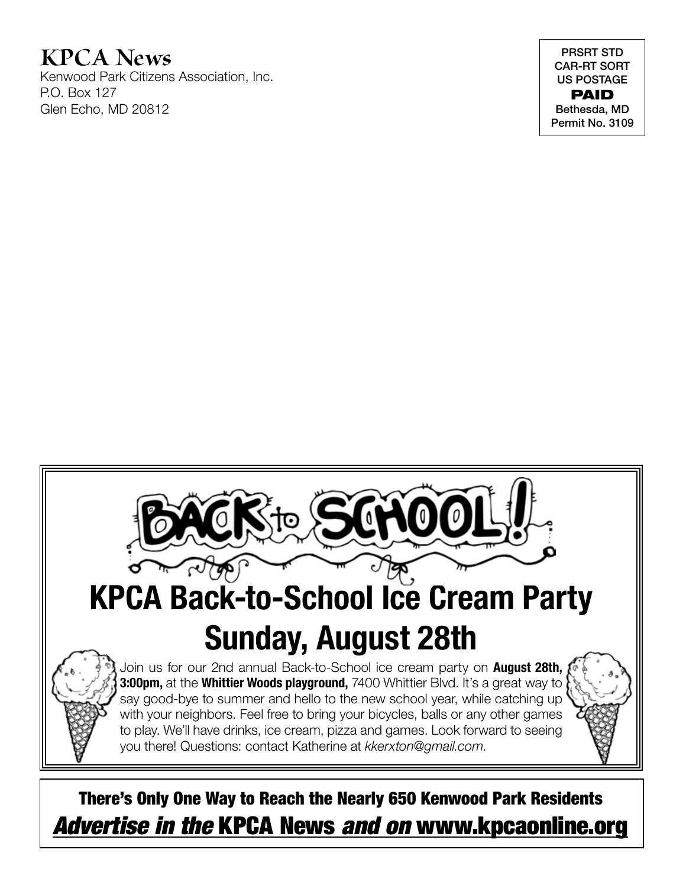# KPCA News

Kenwood Park Citizens Association, Inc.
P.O. Box 127
Glen Echo, MD 20812

PRSRT STD
CAR-RT SORT
US POSTAGE
**PAID**
Bethesda, MD
Permit No. 3109

BACK to SCHOOL!

# KPCA Back-to-School Ice Cream Party
# Sunday, August 28th

Join us for our 2nd annual Back-to-School ice cream party on **August 28th, 3:00pm,** at the **Whittier Woods playground,** 7400 Whittier Blvd. It's a great way to say good-bye to summer and hello to the new school year, while catching up with your neighbors. Feel free to bring your bicycles, balls or any other games to play. We'll have drinks, ice cream, pizza and games. Look forward to seeing you there! Questions: contact Katherine at *kkerxton@gmail.com*.

**There's Only One Way to Reach the Nearly 650 Kenwood Park Residents**

***Advertise in the* KPCA News *and on* www.kpcaonline.org**